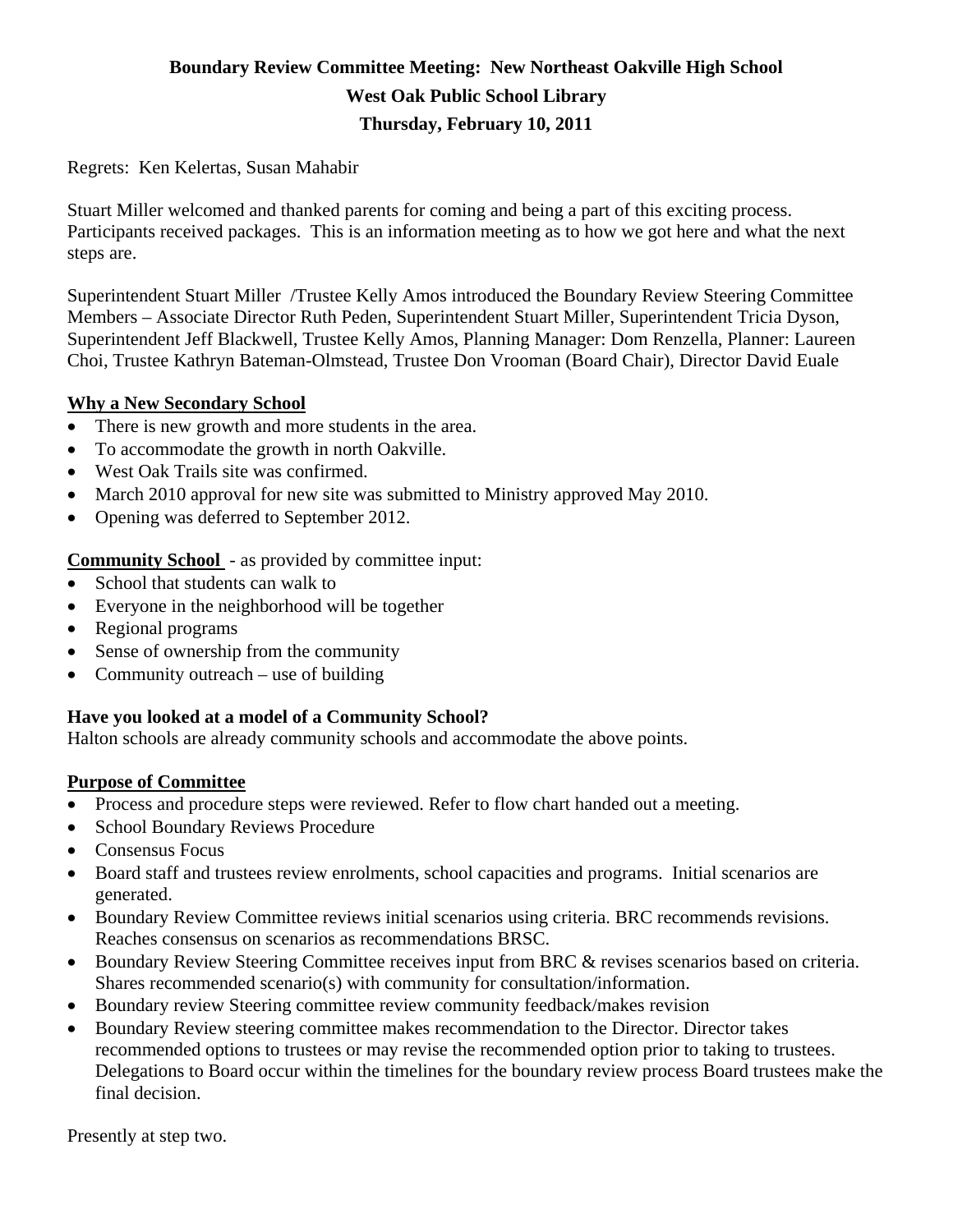**Boundary Review Committee Meeting: New Northeast Oakville High School**
**West Oak Public School Library**
**Thursday, February 10, 2011**

Regrets: Ken Kelertas, Susan Mahabir

Stuart Miller welcomed and thanked parents for coming and being a part of this exciting process. Participants received packages. This is an information meeting as to how we got here and what the next steps are.

Superintendent Stuart Miller /Trustee Kelly Amos introduced the Boundary Review Steering Committee Members – Associate Director Ruth Peden, Superintendent Stuart Miller, Superintendent Tricia Dyson, Superintendent Jeff Blackwell, Trustee Kelly Amos, Planning Manager: Dom Renzella, Planner: Laureen Choi, Trustee Kathryn Bateman-Olmstead, Trustee Don Vrooman (Board Chair), Director David Euale

**Why a New Secondary School**

- There is new growth and more students in the area.
- To accommodate the growth in north Oakville.
- West Oak Trails site was confirmed.
- March 2010 approval for new site was submitted to Ministry approved May 2010.
- Opening was deferred to September 2012.

**Community School** - as provided by committee input:

- School that students can walk to
- Everyone in the neighborhood will be together
- Regional programs
- Sense of ownership from the community
- Community outreach – use of building

**Have you looked at a model of a Community School?**
Halton schools are already community schools and accommodate the above points.

**Purpose of Committee**

- Process and procedure steps were reviewed. Refer to flow chart handed out a meeting.
- School Boundary Reviews Procedure
- Consensus Focus
- Board staff and trustees review enrolments, school capacities and programs. Initial scenarios are generated.
- Boundary Review Committee reviews initial scenarios using criteria. BRC recommends revisions. Reaches consensus on scenarios as recommendations BRSC.
- Boundary Review Steering Committee receives input from BRC & revises scenarios based on criteria. Shares recommended scenario(s) with community for consultation/information.
- Boundary review Steering committee review community feedback/makes revision
- Boundary Review steering committee makes recommendation to the Director. Director takes recommended options to trustees or may revise the recommended option prior to taking to trustees. Delegations to Board occur within the timelines for the boundary review process Board trustees make the final decision.

Presently at step two.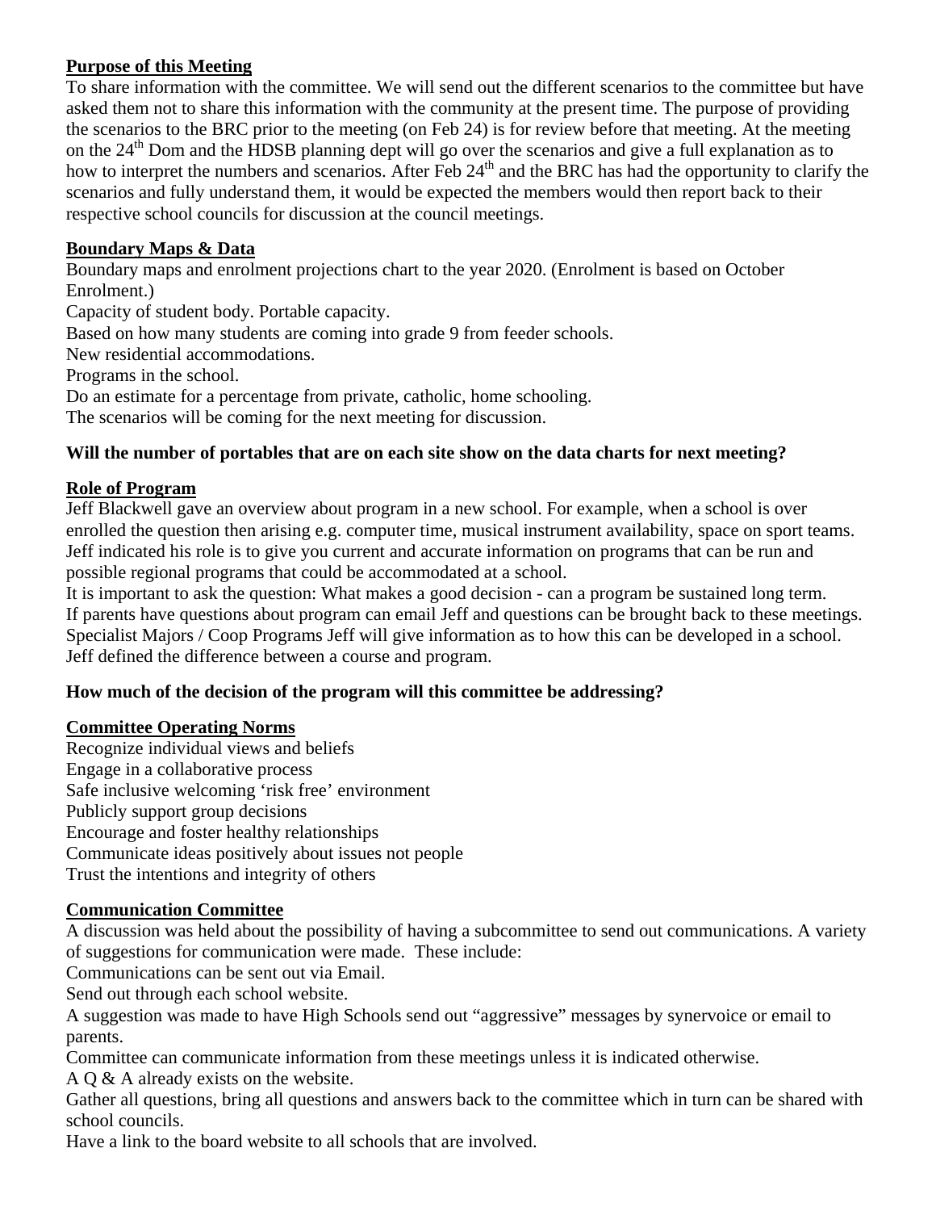**Purpose of this Meeting**

To share information with the committee. We will send out the different scenarios to the committee but have asked them not to share this information with the community at the present time. The purpose of providing the scenarios to the BRC prior to the meeting (on Feb 24) is for review before that meeting. At the meeting on the 24th Dom and the HDSB planning dept will go over the scenarios and give a full explanation as to how to interpret the numbers and scenarios. After Feb 24th and the BRC has had the opportunity to clarify the scenarios and fully understand them, it would be expected the members would then report back to their respective school councils for discussion at the council meetings.

**Boundary Maps & Data**

Boundary maps and enrolment projections chart to the year 2020. (Enrolment is based on October Enrolment.)
Capacity of student body. Portable capacity.
Based on how many students are coming into grade 9 from feeder schools.
New residential accommodations.
Programs in the school.
Do an estimate for a percentage from private, catholic, home schooling.
The scenarios will be coming for the next meeting for discussion.

**Will the number of portables that are on each site show on the data charts for next meeting?**

**Role of Program**

Jeff Blackwell gave an overview about program in a new school. For example, when a school is over enrolled the question then arising e.g. computer time, musical instrument availability, space on sport teams. Jeff indicated his role is to give you current and accurate information on programs that can be run and possible regional programs that could be accommodated at a school.
It is important to ask the question: What makes a good decision - can a program be sustained long term.
If parents have questions about program can email Jeff and questions can be brought back to these meetings.
Specialist Majors / Coop Programs Jeff will give information as to how this can be developed in a school.
Jeff defined the difference between a course and program.

**How much of the decision of the program will this committee be addressing?**

**Committee Operating Norms**

Recognize individual views and beliefs
Engage in a collaborative process
Safe inclusive welcoming 'risk free' environment
Publicly support group decisions
Encourage and foster healthy relationships
Communicate ideas positively about issues not people
Trust the intentions and integrity of others

**Communication Committee**

A discussion was held about the possibility of having a subcommittee to send out communications. A variety of suggestions for communication were made. These include:
Communications can be sent out via Email.
Send out through each school website.
A suggestion was made to have High Schools send out "aggressive" messages by synervoice or email to parents.
Committee can communicate information from these meetings unless it is indicated otherwise.
A Q & A already exists on the website.
Gather all questions, bring all questions and answers back to the committee which in turn can be shared with school councils.
Have a link to the board website to all schools that are involved.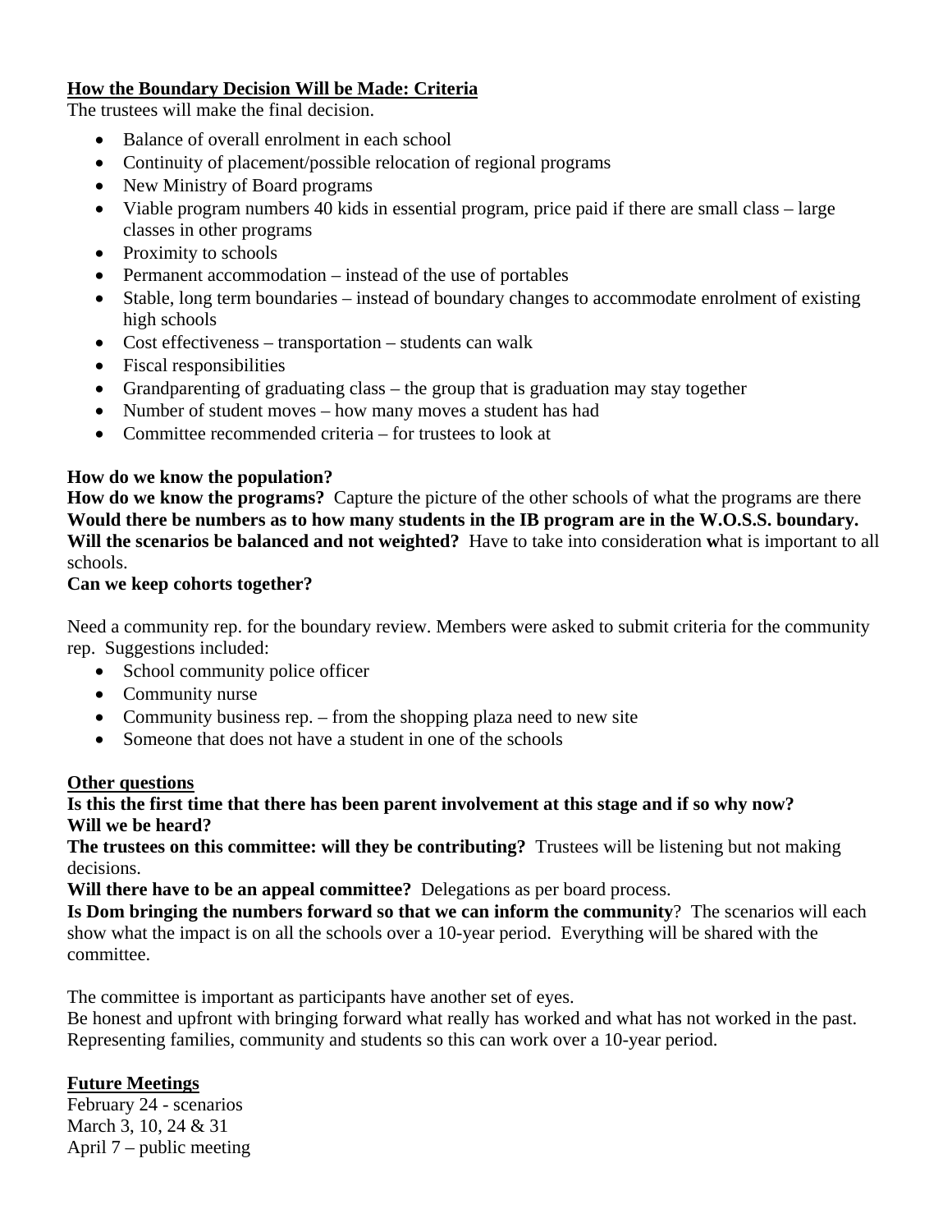**How the Boundary Decision Will be Made: Criteria**

The trustees will make the final decision.

- Balance of overall enrolment in each school
- Continuity of placement/possible relocation of regional programs
- New Ministry of Board programs
- Viable program numbers 40 kids in essential program, price paid if there are small class – large classes in other programs
- Proximity to schools
- Permanent accommodation – instead of the use of portables
- Stable, long term boundaries – instead of boundary changes to accommodate enrolment of existing high schools
- Cost effectiveness – transportation – students can walk
- Fiscal responsibilities
- Grandparenting of graduating class – the group that is graduation may stay together
- Number of student moves – how many moves a student has had
- Committee recommended criteria – for trustees to look at

**How do we know the population?**

**How do we know the programs?** Capture the picture of the other schools of what the programs are there

**Would there be numbers as to how many students in the IB program are in the W.O.S.S. boundary.**

**Will the scenarios be balanced and not weighted?** Have to take into consideration **w**hat is important to all schools.

**Can we keep cohorts together?**

Need a community rep. for the boundary review. Members were asked to submit criteria for the community rep. Suggestions included:

- School community police officer
- Community nurse
- Community business rep. – from the shopping plaza need to new site
- Someone that does not have a student in one of the schools

**Other questions**

**Is this the first time that there has been parent involvement at this stage and if so why now?**

**Will we be heard?**

**The trustees on this committee: will they be contributing?** Trustees will be listening but not making decisions.

**Will there have to be an appeal committee?** Delegations as per board process.

**Is Dom bringing the numbers forward so that we can inform the community**? The scenarios will each show what the impact is on all the schools over a 10-year period. Everything will be shared with the committee.

The committee is important as participants have another set of eyes.

Be honest and upfront with bringing forward what really has worked and what has not worked in the past. Representing families, community and students so this can work over a 10-year period.

**Future Meetings**

February 24 - scenarios

March 3, 10, 24 & 31

April 7 – public meeting